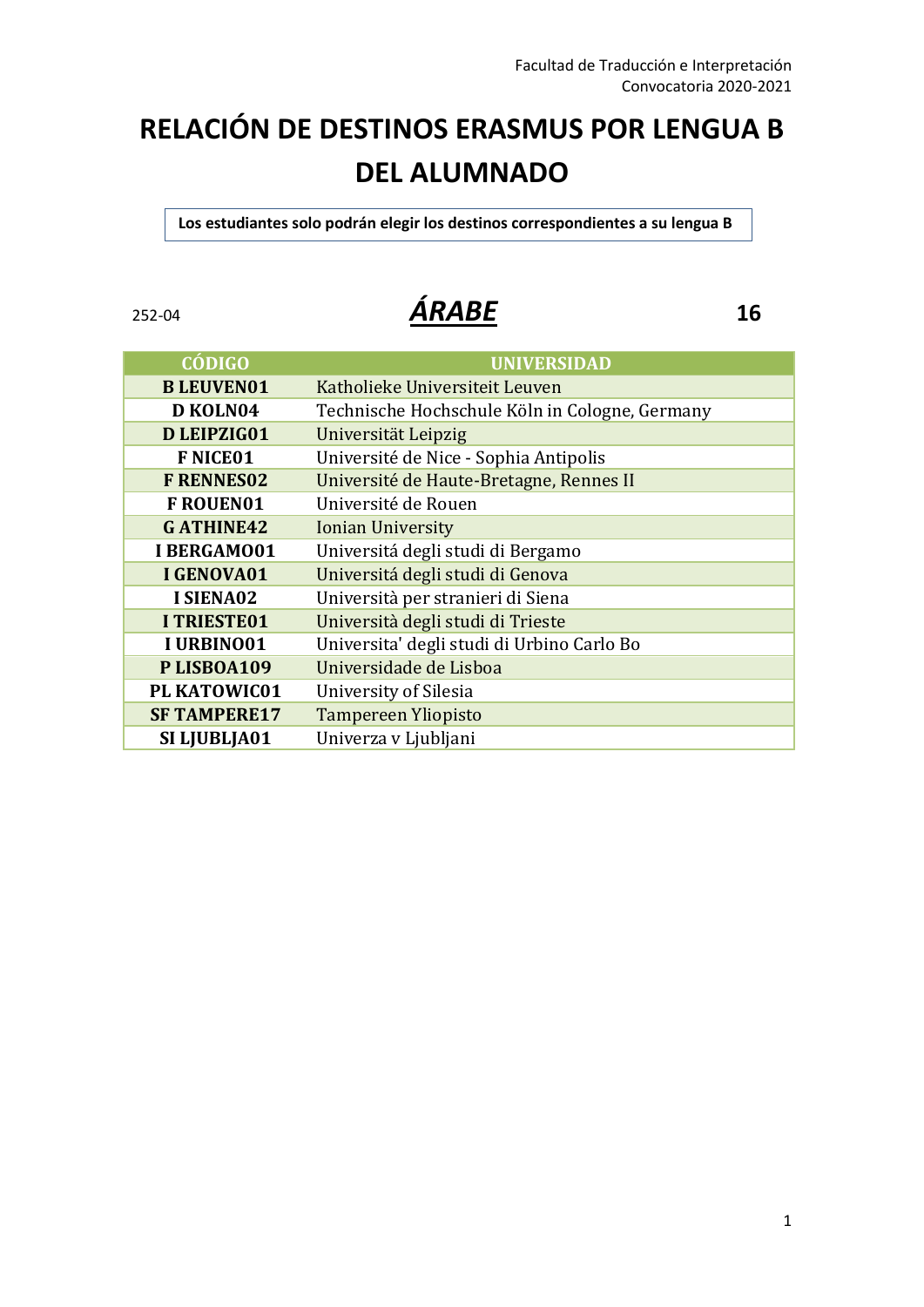Facultad de Traducción e Interpretación
Convocatoria 2020-2021

# RELACIÓN DE DESTINOS ERASMUS POR LENGUA B DEL ALUMNADO

**Los estudiantes solo podrán elegir los destinos correspondientes a su lengua B**

252-04 ***ÁRABE*** **16**

| CÓDIGO | UNIVERSIDAD |
|---|---|
| **B LEUVEN01** | Katholieke Universiteit Leuven |
| **D KOLN04** | Technische Hochschule Köln in Cologne, Germany |
| **D LEIPZIG01** | Universität Leipzig |
| **F NICE01** | Université de Nice - Sophia Antipolis |
| **F RENNES02** | Université de Haute-Bretagne, Rennes II |
| **F ROUEN01** | Université de Rouen |
| **G ATHINE42** | Ionian University |
| **I BERGAMO01** | Universitá degli studi di Bergamo |
| **I GENOVA01** | Universitá degli studi di Genova |
| **I SIENA02** | Università per stranieri di Siena |
| **I TRIESTE01** | Università degli studi di Trieste |
| **I URBINO01** | Universita' degli studi di Urbino Carlo Bo |
| **P LISBOA109** | Universidade de Lisboa |
| **PL KATOWIC01** | University of Silesia |
| **SF TAMPERE17** | Tampereen Yliopisto |
| **SI LJUBLJA01** | Univerza v Ljubljani |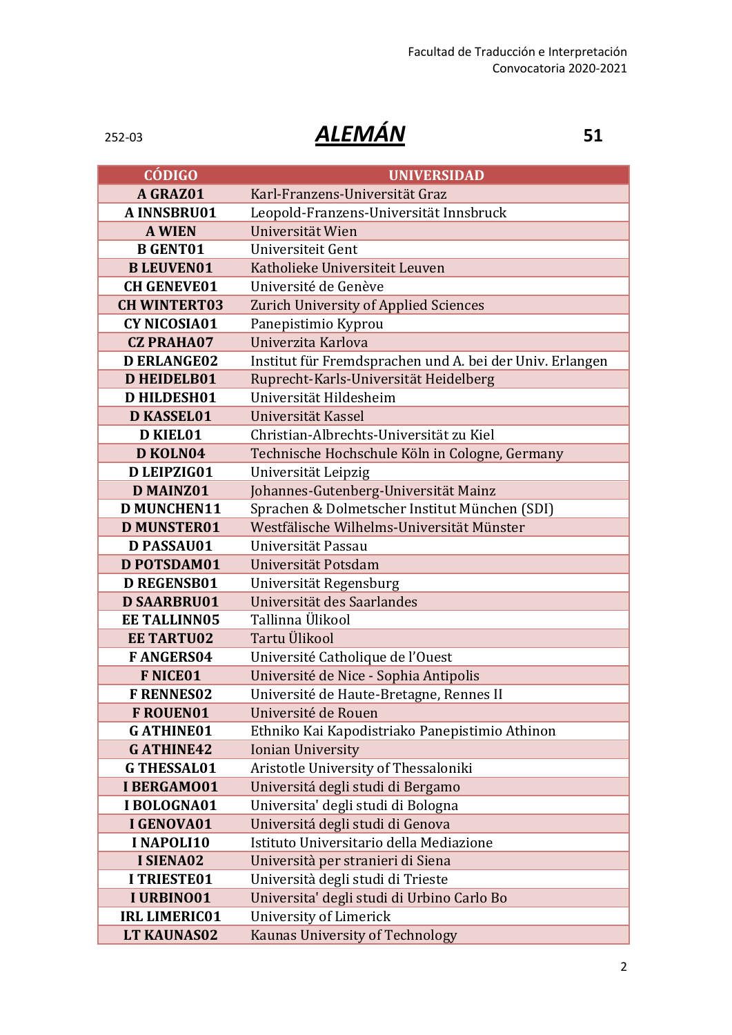252-03

# *ALEMÁN*

**51**

| CÓDIGO | UNIVERSIDAD |
|---|---|
| **A GRAZ01** | Karl-Franzens-Universität Graz |
| **A INNSBRU01** | Leopold-Franzens-Universität Innsbruck |
| **A WIEN** | Universität Wien |
| **B GENT01** | Universiteit Gent |
| **B LEUVEN01** | Katholieke Universiteit Leuven |
| **CH GENEVE01** | Université de Genève |
| **CH WINTERT03** | Zurich University of Applied Sciences |
| **CY NICOSIA01** | Panepistimio Kyprou |
| **CZ PRAHA07** | Univerzita Karlova |
| **D ERLANGE02** | Institut für Fremdsprachen und A. bei der Univ. Erlangen |
| **D HEIDELB01** | Ruprecht-Karls-Universität Heidelberg |
| **D HILDESH01** | Universität Hildesheim |
| **D KASSEL01** | Universität Kassel |
| **D KIEL01** | Christian-Albrechts-Universität zu Kiel |
| **D KOLN04** | Technische Hochschule Köln in Cologne, Germany |
| **D LEIPZIG01** | Universität Leipzig |
| **D MAINZ01** | Johannes-Gutenberg-Universität Mainz |
| **D MUNCHEN11** | Sprachen & Dolmetscher Institut München (SDI) |
| **D MUNSTER01** | Westfälische Wilhelms-Universität Münster |
| **D PASSAU01** | Universität Passau |
| **D POTSDAM01** | Universität Potsdam |
| **D REGENSB01** | Universität Regensburg |
| **D SAARBRU01** | Universität des Saarlandes |
| **EE TALLINN05** | Tallinna Ülikool |
| **EE TARTU02** | Tartu Ülikool |
| **F ANGERS04** | Université Catholique de l'Ouest |
| **F NICE01** | Université de Nice - Sophia Antipolis |
| **F RENNES02** | Université de Haute-Bretagne, Rennes II |
| **F ROUEN01** | Université de Rouen |
| **G ATHINE01** | Ethniko Kai Kapodistriako Panepistimio Athinon |
| **G ATHINE42** | Ionian University |
| **G THESSAL01** | Aristotle University of Thessaloniki |
| **I BERGAMO01** | Universitá degli studi di Bergamo |
| **I BOLOGNA01** | Universita' degli studi di Bologna |
| **I GENOVA01** | Universitá degli studi di Genova |
| **I NAPOLI10** | Istituto Universitario della Mediazione |
| **I SIENA02** | Università per stranieri di Siena |
| **I TRIESTE01** | Università degli studi di Trieste |
| **I URBINO01** | Universita' degli studi di Urbino Carlo Bo |
| **IRL LIMERIC01** | University of Limerick |
| **LT KAUNAS02** | Kaunas University of Technology |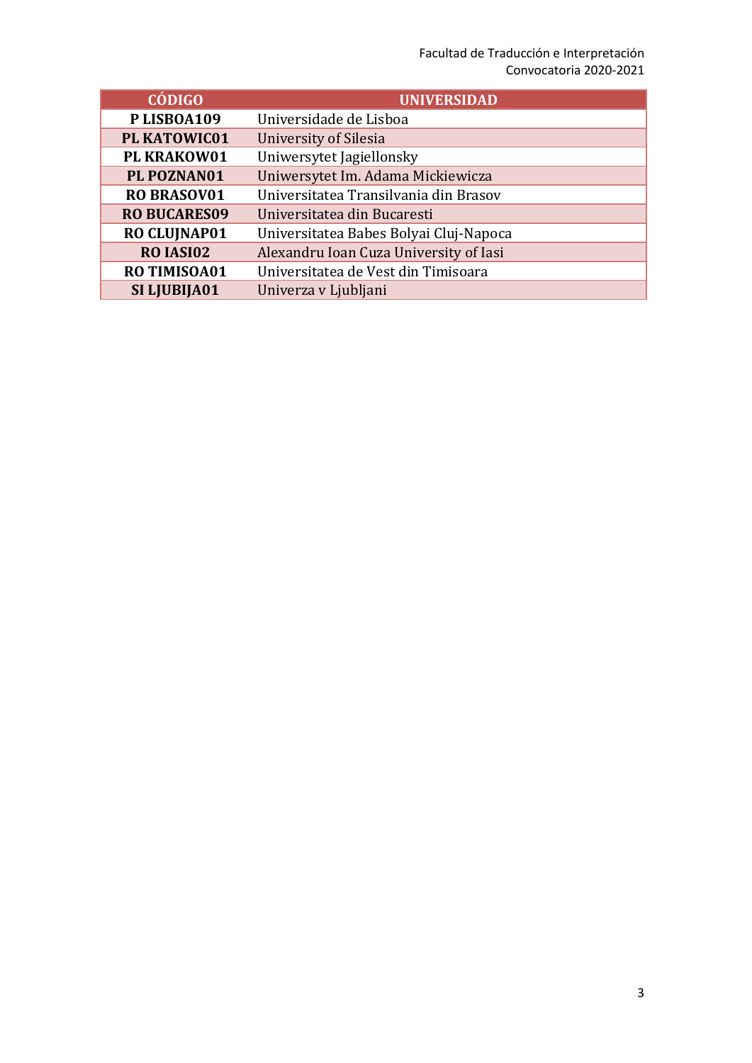| CÓDIGO | UNIVERSIDAD |
|---|---|
| **P LISBOA109** | Universidade de Lisboa |
| **PL KATOWIC01** | University of Silesia |
| **PL KRAKOW01** | Uniwersytet Jagiellonsky |
| **PL POZNAN01** | Uniwersytet Im. Adama Mickiewicza |
| **RO BRASOV01** | Universitatea Transilvania din Brasov |
| **RO BUCARES09** | Universitatea din Bucaresti |
| **RO CLUJNAP01** | Universitatea Babes Bolyai Cluj-Napoca |
| **RO IASI02** | Alexandru Ioan Cuza University of Iasi |
| **RO TIMISOA01** | Universitatea de Vest din Timisoara |
| **SI LJUBIJA01** | Univerza v Ljubljani |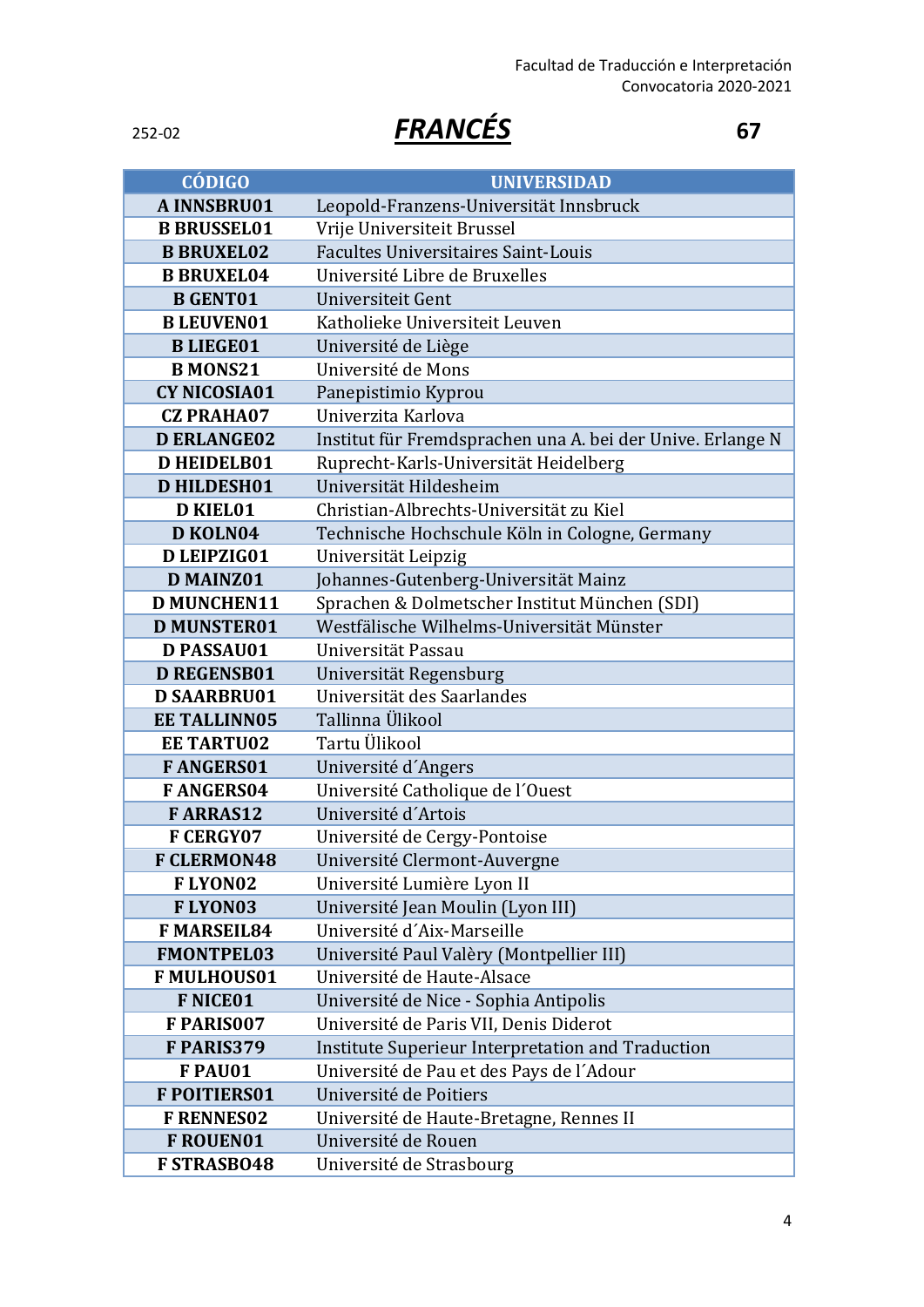Facultad de Traducción e Interpretación
Convocatoria 2020-2021

252-02

# *FRANCÉS*

**67**

| CÓDIGO | UNIVERSIDAD |
|---|---|
| **A INNSBRU01** | Leopold-Franzens-Universität Innsbruck |
| **B BRUSSEL01** | Vrije Universiteit Brussel |
| **B BRUXEL02** | Facultes Universitaires Saint-Louis |
| **B BRUXEL04** | Université Libre de Bruxelles |
| **B GENT01** | Universiteit Gent |
| **B LEUVEN01** | Katholieke Universiteit Leuven |
| **B LIEGE01** | Université de Liège |
| **B MONS21** | Université de Mons |
| **CY NICOSIA01** | Panepistimio Kyprou |
| **CZ PRAHA07** | Univerzita Karlova |
| **D ERLANGE02** | Institut für Fremdsprachen una A. bei der Unive. Erlange N |
| **D HEIDELB01** | Ruprecht-Karls-Universität Heidelberg |
| **D HILDESH01** | Universität Hildesheim |
| **D KIEL01** | Christian-Albrechts-Universität zu Kiel |
| **D KOLN04** | Technische Hochschule Köln in Cologne, Germany |
| **D LEIPZIG01** | Universität Leipzig |
| **D MAINZ01** | Johannes-Gutenberg-Universität Mainz |
| **D MUNCHEN11** | Sprachen & Dolmetscher Institut München (SDI) |
| **D MUNSTER01** | Westfälische Wilhelms-Universität Münster |
| **D PASSAU01** | Universität Passau |
| **D REGENSB01** | Universität Regensburg |
| **D SAARBRU01** | Universität des Saarlandes |
| **EE TALLINN05** | Tallinna Ülikool |
| **EE TARTU02** | Tartu Ülikool |
| **F ANGERS01** | Université d´Angers |
| **F ANGERS04** | Université Catholique de l´Ouest |
| **F ARRAS12** | Université d´Artois |
| **F CERGY07** | Université de Cergy-Pontoise |
| **F CLERMON48** | Université Clermont-Auvergne |
| **F LYON02** | Université Lumière Lyon II |
| **F LYON03** | Université Jean Moulin (Lyon III) |
| **F MARSEIL84** | Université d´Aix-Marseille |
| **FMONTPEL03** | Université Paul Valèry (Montpellier III) |
| **F MULHOUS01** | Université de Haute-Alsace |
| **F NICE01** | Université de Nice - Sophia Antipolis |
| **F PARIS007** | Université de Paris VII, Denis Diderot |
| **F PARIS379** | Institute Superieur Interpretation and Traduction |
| **F PAU01** | Université de Pau et des Pays de l´Adour |
| **F POITIERS01** | Université de Poitiers |
| **F RENNES02** | Université de Haute-Bretagne, Rennes II |
| **F ROUEN01** | Université de Rouen |
| **F STRASBO48** | Université de Strasbourg |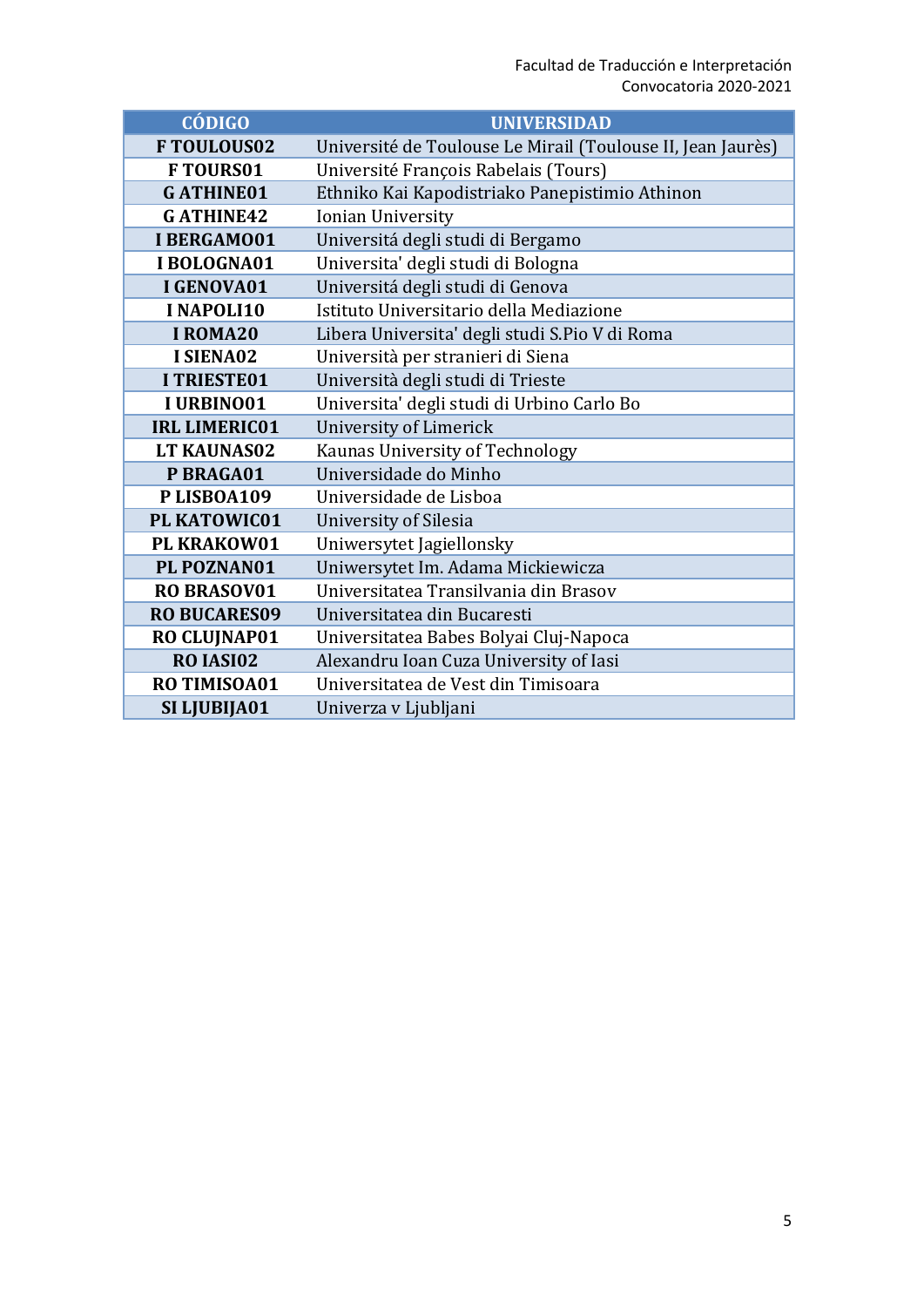| CÓDIGO | UNIVERSIDAD |
|---|---|
| **F TOULOUS02** | Université de Toulouse Le Mirail (Toulouse II, Jean Jaurès) |
| **F TOURS01** | Université François Rabelais (Tours) |
| **G ATHINE01** | Ethniko Kai Kapodistriako Panepistimio Athinon |
| **G ATHINE42** | Ionian University |
| **I BERGAMO01** | Universitá degli studi di Bergamo |
| **I BOLOGNA01** | Universita' degli studi di Bologna |
| **I GENOVA01** | Universitá degli studi di Genova |
| **I NAPOLI10** | Istituto Universitario della Mediazione |
| **I ROMA20** | Libera Universita' degli studi S.Pio V di Roma |
| **I SIENA02** | Università per stranieri di Siena |
| **I TRIESTE01** | Università degli studi di Trieste |
| **I URBINO01** | Universita' degli studi di Urbino Carlo Bo |
| **IRL LIMERIC01** | University of Limerick |
| **LT KAUNAS02** | Kaunas University of Technology |
| **P BRAGA01** | Universidade do Minho |
| **P LISBOA109** | Universidade de Lisboa |
| **PL KATOWIC01** | University of Silesia |
| **PL KRAKOW01** | Uniwersytet Jagiellonsky |
| **PL POZNAN01** | Uniwersytet Im. Adama Mickiewicza |
| **RO BRASOV01** | Universitatea Transilvania din Brasov |
| **RO BUCARES09** | Universitatea din Bucaresti |
| **RO CLUJNAP01** | Universitatea Babes Bolyai Cluj-Napoca |
| **RO IASI02** | Alexandru Ioan Cuza University of Iasi |
| **RO TIMISOA01** | Universitatea de Vest din Timisoara |
| **SI LJUBIJA01** | Univerza v Ljubljani |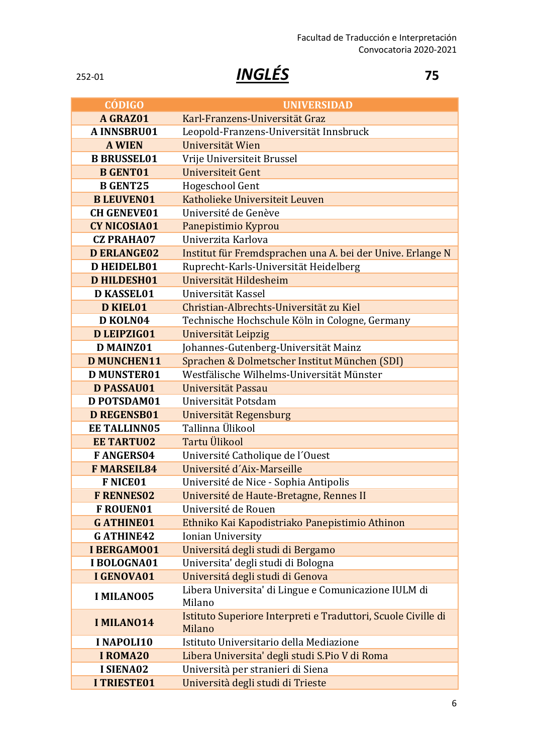252-01

# *INGLÉS*

**75**

| CÓDIGO | UNIVERSIDAD |
|---|---|
| **A GRAZ01** | Karl-Franzens-Universität Graz |
| **A INNSBRU01** | Leopold-Franzens-Universität Innsbruck |
| **A WIEN** | Universität Wien |
| **B BRUSSEL01** | Vrije Universiteit Brussel |
| **B GENT01** | Universiteit Gent |
| **B GENT25** | Hogeschool Gent |
| **B LEUVEN01** | Katholieke Universiteit Leuven |
| **CH GENEVE01** | Université de Genève |
| **CY NICOSIA01** | Panepistimio Kyprou |
| **CZ PRAHA07** | Univerzita Karlova |
| **D ERLANGE02** | Institut für Fremdsprachen una A. bei der Unive. Erlange N |
| **D HEIDELB01** | Ruprecht-Karls-Universität Heidelberg |
| **D HILDESH01** | Universität Hildesheim |
| **D KASSEL01** | Universität Kassel |
| **D KIEL01** | Christian-Albrechts-Universität zu Kiel |
| **D KOLN04** | Technische Hochschule Köln in Cologne, Germany |
| **D LEIPZIG01** | Universität Leipzig |
| **D MAINZ01** | Johannes-Gutenberg-Universität Mainz |
| **D MUNCHEN11** | Sprachen & Dolmetscher Institut München (SDI) |
| **D MUNSTER01** | Westfälische Wilhelms-Universität Münster |
| **D PASSAU01** | Universität Passau |
| **D POTSDAM01** | Universität Potsdam |
| **D REGENSB01** | Universität Regensburg |
| **EE TALLINN05** | Tallinna Ülikool |
| **EE TARTU02** | Tartu Ülikool |
| **F ANGERS04** | Université Catholique de l´Ouest |
| **F MARSEIL84** | Université d´Aix-Marseille |
| **F NICE01** | Université de Nice - Sophia Antipolis |
| **F RENNES02** | Université de Haute-Bretagne, Rennes II |
| **F ROUEN01** | Université de Rouen |
| **G ATHINE01** | Ethniko Kai Kapodistriako Panepistimio Athinon |
| **G ATHINE42** | Ionian University |
| **I BERGAMO01** | Universitá degli studi di Bergamo |
| **I BOLOGNA01** | Universita' degli studi di Bologna |
| **I GENOVA01** | Universitá degli studi di Genova |
| **I MILANO05** | Libera Universita' di Lingue e Comunicazione IULM di Milano |
| **I MILANO14** | Istituto Superiore Interpreti e Traduttori, Scuole Civille di Milano |
| **I NAPOLI10** | Istituto Universitario della Mediazione |
| **I ROMA20** | Libera Universita' degli studi S.Pio V di Roma |
| **I SIENA02** | Università per stranieri di Siena |
| **I TRIESTE01** | Università degli studi di Trieste |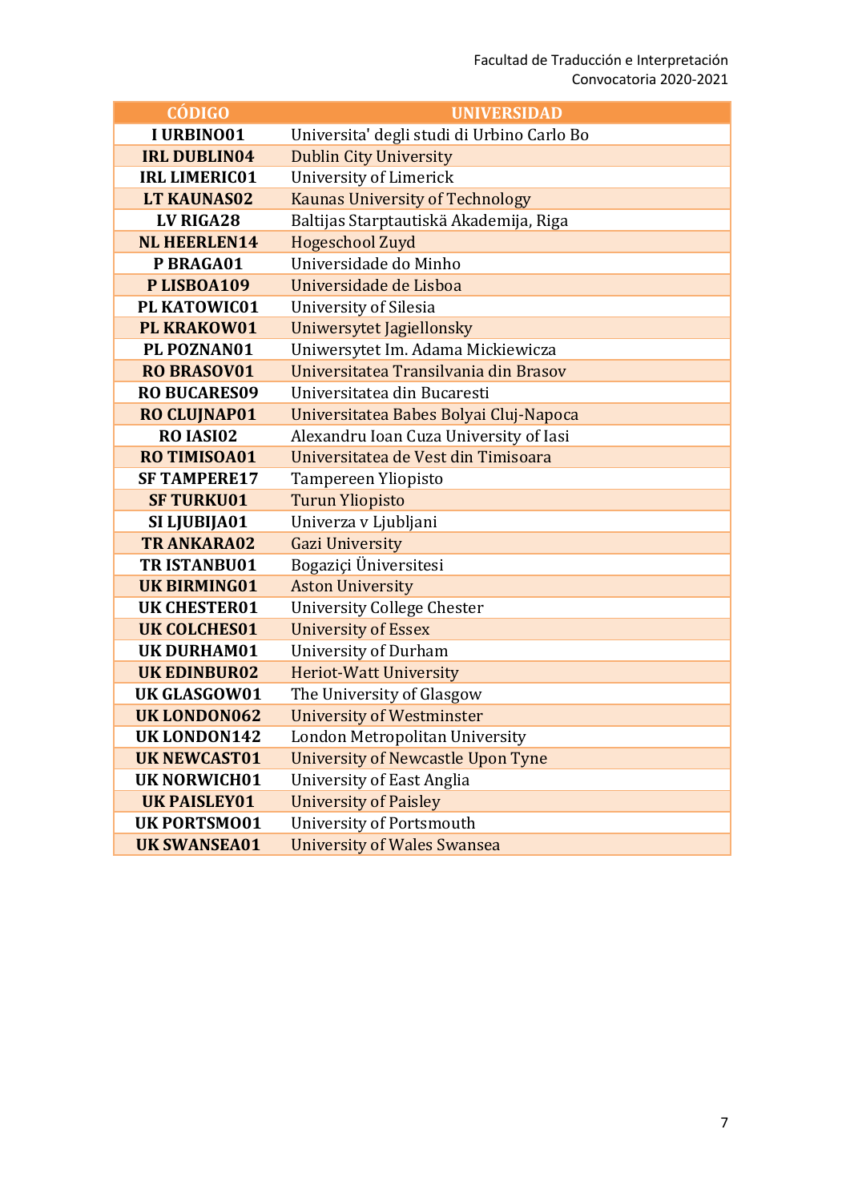| CÓDIGO | UNIVERSIDAD |
|---|---|
| **I URBINO01** | Universita' degli studi di Urbino Carlo Bo |
| **IRL DUBLIN04** | Dublin City University |
| **IRL LIMERIC01** | University of Limerick |
| **LT KAUNAS02** | Kaunas University of Technology |
| **LV RIGA28** | Baltijas Starptautiskä Akademija, Riga |
| **NL HEERLEN14** | Hogeschool Zuyd |
| **P BRAGA01** | Universidade do Minho |
| **P LISBOA109** | Universidade de Lisboa |
| **PL KATOWIC01** | University of Silesia |
| **PL KRAKOW01** | Uniwersytet Jagiellonsky |
| **PL POZNAN01** | Uniwersytet Im. Adama Mickiewicza |
| **RO BRASOV01** | Universitatea Transilvania din Brasov |
| **RO BUCARES09** | Universitatea din Bucaresti |
| **RO CLUJNAP01** | Universitatea Babes Bolyai Cluj-Napoca |
| **RO IASI02** | Alexandru Ioan Cuza University of Iasi |
| **RO TIMISOA01** | Universitatea de Vest din Timisoara |
| **SF TAMPERE17** | Tampereen Yliopisto |
| **SF TURKU01** | Turun Yliopisto |
| **SI LJUBIJA01** | Univerza v Ljubljani |
| **TR ANKARA02** | Gazi University |
| **TR ISTANBU01** | Bogaziçi Üniversitesi |
| **UK BIRMING01** | Aston University |
| **UK CHESTER01** | University College Chester |
| **UK COLCHES01** | University of Essex |
| **UK DURHAM01** | University of Durham |
| **UK EDINBUR02** | Heriot-Watt University |
| **UK GLASGOW01** | The University of Glasgow |
| **UK LONDON062** | University of Westminster |
| **UK LONDON142** | London Metropolitan University |
| **UK NEWCAST01** | University of Newcastle Upon Tyne |
| **UK NORWICH01** | University of East Anglia |
| **UK PAISLEY01** | University of Paisley |
| **UK PORTSMO01** | University of Portsmouth |
| **UK SWANSEA01** | University of Wales Swansea |